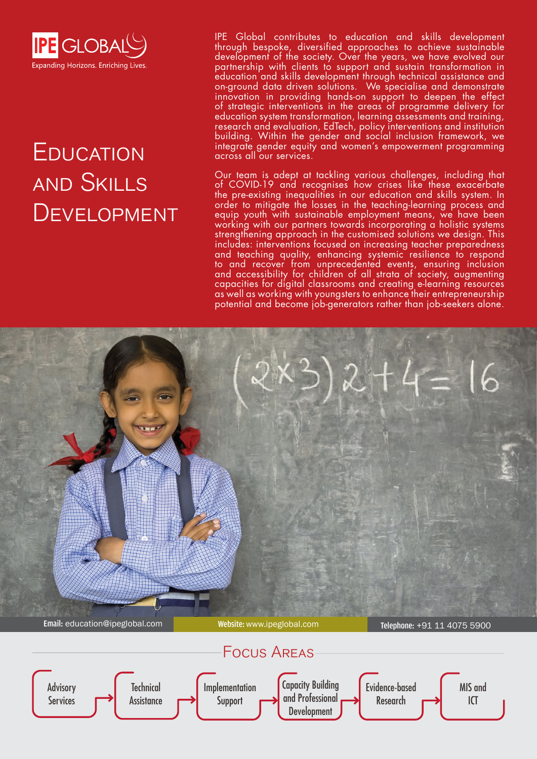IPE GLOBAL

Expanding Horizons. Enriching Lives.

# Education and Skills Development

IPE Global contributes to education and skills development through bespoke, diversified approaches to achieve sustainable development of the society. Over the years, we have evolved our partnership with clients to support and sustain transformation in education and skills development through technical assistance and on-ground data driven solutions. We specialise and demonstrate innovation in providing hands-on support to deepen the effect of strategic interventions in the areas of programme delivery for education system transformation, learning assessments and training, research and evaluation, EdTech, policy interventions and institution building. Within the gender and social inclusion framework, we integrate gender equity and women's empowerment programming across all our services.

Our team is adept at tackling various challenges, including that of COVID-19 and recognises how crises like these exacerbate the pre-existing inequalities in our education and skills system. In order to mitigate the losses in the teaching-learning process and equip youth with sustainable employment means, we have been working with our partners towards incorporating a holistic systems strengthening approach in the customised solutions we design. This includes: interventions focused on increasing teacher preparedness and teaching quality, enhancing systemic resilience to respond to and recover from unprecedented events, ensuring inclusion and accessibility for children of all strata of society, augmenting capacities for digital classrooms and creating e-learning resources as well as working with youngsters to enhance their entrepreneurship potential and become job-generators rather than job-seekers alone.

**Email:** education@ipeglobal.com **Website:** www.ipeglobal.com **Telephone:** +91 11 4075 5900

## Focus Areas

Advisory Services → Technical Assistance → Implementation Support → Capacity Building and Professional Development → Evidence-based Research → MIS and ICT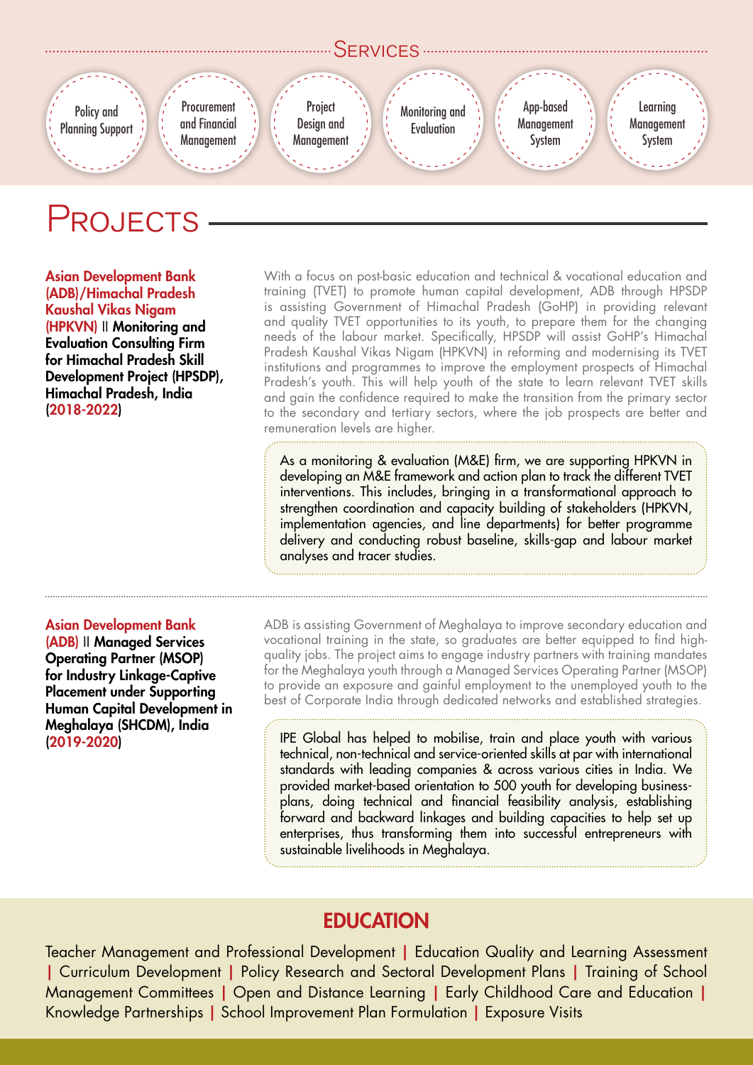## Services

- Policy and Planning Support
- Procurement and Financial Management
- Project Design and Management
- Monitoring and Evaluation
- App-based Management System
- Learning Management System

# Projects

**Asian Development Bank (ADB)/Himachal Pradesh Kaushal Vikas Nigam (HPKVN) II Monitoring and Evaluation Consulting Firm for Himachal Pradesh Skill Development Project (HPSDP), Himachal Pradesh, India (2018-2022)**

With a focus on post-basic education and technical & vocational education and training (TVET) to promote human capital development, ADB through HPSDP is assisting Government of Himachal Pradesh (GoHP) in providing relevant and quality TVET opportunities to its youth, to prepare them for the changing needs of the labour market. Specifically, HPSDP will assist GoHP's Himachal Pradesh Kaushal Vikas Nigam (HPKVN) in reforming and modernising its TVET institutions and programmes to improve the employment prospects of Himachal Pradesh's youth. This will help youth of the state to learn relevant TVET skills and gain the confidence required to make the transition from the primary sector to the secondary and tertiary sectors, where the job prospects are better and remuneration levels are higher.

As a monitoring & evaluation (M&E) firm, we are supporting HPKVN in developing an M&E framework and action plan to track the different TVET interventions. This includes, bringing in a transformational approach to strengthen coordination and capacity building of stakeholders (HPKVN, implementation agencies, and line departments) for better programme delivery and conducting robust baseline, skills-gap and labour market analyses and tracer studies.

---

**Asian Development Bank (ADB) II Managed Services Operating Partner (MSOP) for Industry Linkage-Captive Placement under Supporting Human Capital Development in Meghalaya (SHCDM), India (2019-2020)**

ADB is assisting Government of Meghalaya to improve secondary education and vocational training in the state, so graduates are better equipped to find high-quality jobs. The project aims to engage industry partners with training mandates for the Meghalaya youth through a Managed Services Operating Partner (MSOP) to provide an exposure and gainful employment to the unemployed youth to the best of Corporate India through dedicated networks and established strategies.

IPE Global has helped to mobilise, train and place youth with various technical, non-technical and service-oriented skills at par with international standards with leading companies & across various cities in India. We provided market-based orientation to 500 youth for developing business-plans, doing technical and financial feasibility analysis, establishing forward and backward linkages and building capacities to help set up enterprises, thus transforming them into successful entrepreneurs with sustainable livelihoods in Meghalaya.

## EDUCATION

Teacher Management and Professional Development | Education Quality and Learning Assessment | Curriculum Development | Policy Research and Sectoral Development Plans | Training of School Management Committees | Open and Distance Learning | Early Childhood Care and Education | Knowledge Partnerships | School Improvement Plan Formulation | Exposure Visits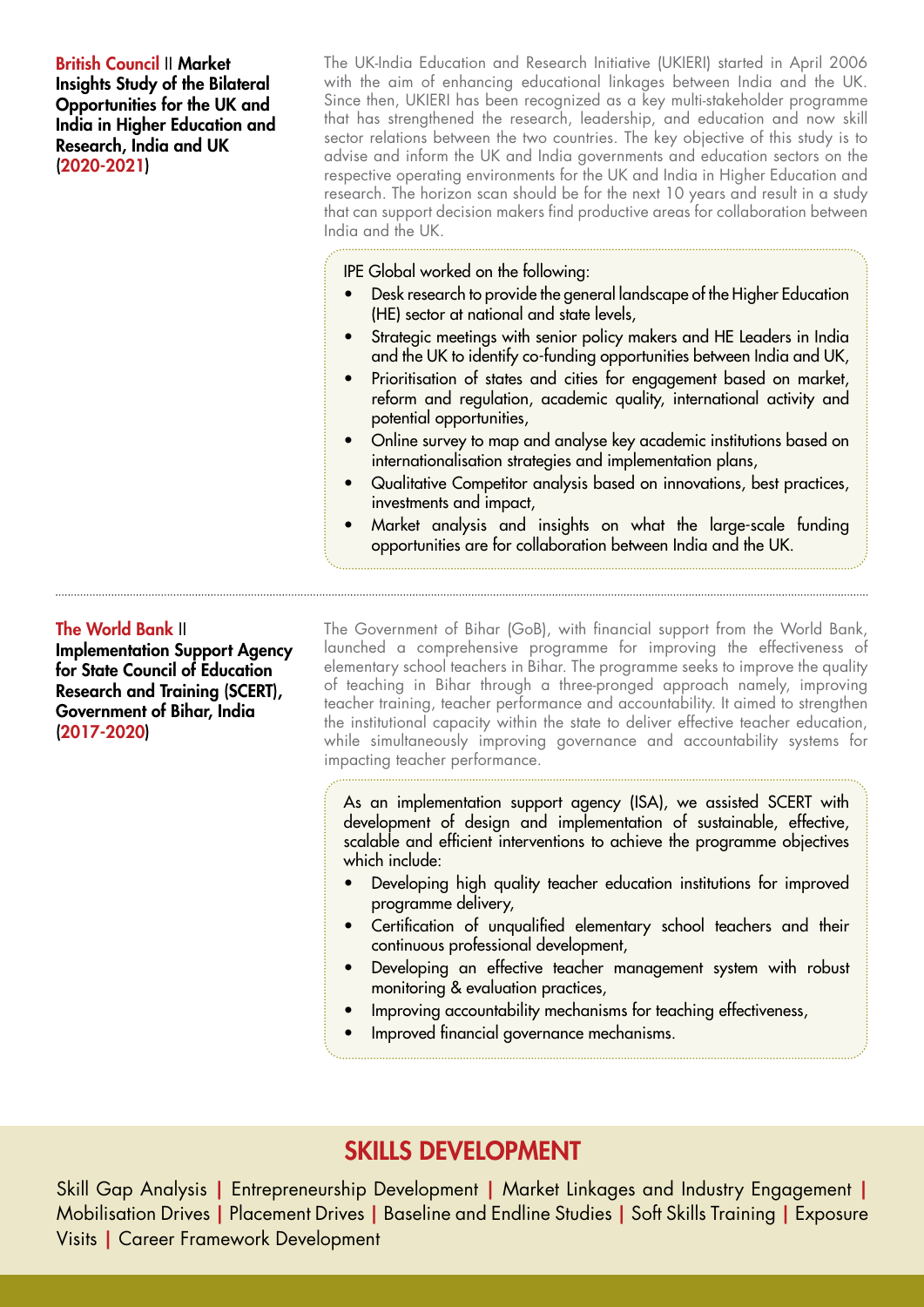**British Council || Market Insights Study of the Bilateral Opportunities for the UK and India in Higher Education and Research, India and UK (2020-2021)**

The UK-India Education and Research Initiative (UKIERI) started in April 2006 with the aim of enhancing educational linkages between India and the UK. Since then, UKIERI has been recognized as a key multi-stakeholder programme that has strengthened the research, leadership, and education and now skill sector relations between the two countries. The key objective of this study is to advise and inform the UK and India governments and education sectors on the respective operating environments for the UK and India in Higher Education and research. The horizon scan should be for the next 10 years and result in a study that can support decision makers find productive areas for collaboration between India and the UK.

IPE Global worked on the following:

- Desk research to provide the general landscape of the Higher Education (HE) sector at national and state levels,
- Strategic meetings with senior policy makers and HE Leaders in India and the UK to identify co-funding opportunities between India and UK,
- Prioritisation of states and cities for engagement based on market, reform and regulation, academic quality, international activity and potential opportunities,
- Online survey to map and analyse key academic institutions based on internationalisation strategies and implementation plans,
- Qualitative Competitor analysis based on innovations, best practices, investments and impact,
- Market analysis and insights on what the large-scale funding opportunities are for collaboration between India and the UK.

**The World Bank || Implementation Support Agency for State Council of Education Research and Training (SCERT), Government of Bihar, India (2017-2020)**

The Government of Bihar (GoB), with financial support from the World Bank, launched a comprehensive programme for improving the effectiveness of elementary school teachers in Bihar. The programme seeks to improve the quality of teaching in Bihar through a three-pronged approach namely, improving teacher training, teacher performance and accountability. It aimed to strengthen the institutional capacity within the state to deliver effective teacher education, while simultaneously improving governance and accountability systems for impacting teacher performance.

As an implementation support agency (ISA), we assisted SCERT with development of design and implementation of sustainable, effective, scalable and efficient interventions to achieve the programme objectives which include:

- Developing high quality teacher education institutions for improved programme delivery,
- Certification of unqualified elementary school teachers and their continuous professional development,
- Developing an effective teacher management system with robust monitoring & evaluation practices,
- Improving accountability mechanisms for teaching effectiveness,
- Improved financial governance mechanisms.

## SKILLS DEVELOPMENT

Skill Gap Analysis | Entrepreneurship Development | Market Linkages and Industry Engagement | Mobilisation Drives | Placement Drives | Baseline and Endline Studies | Soft Skills Training | Exposure Visits | Career Framework Development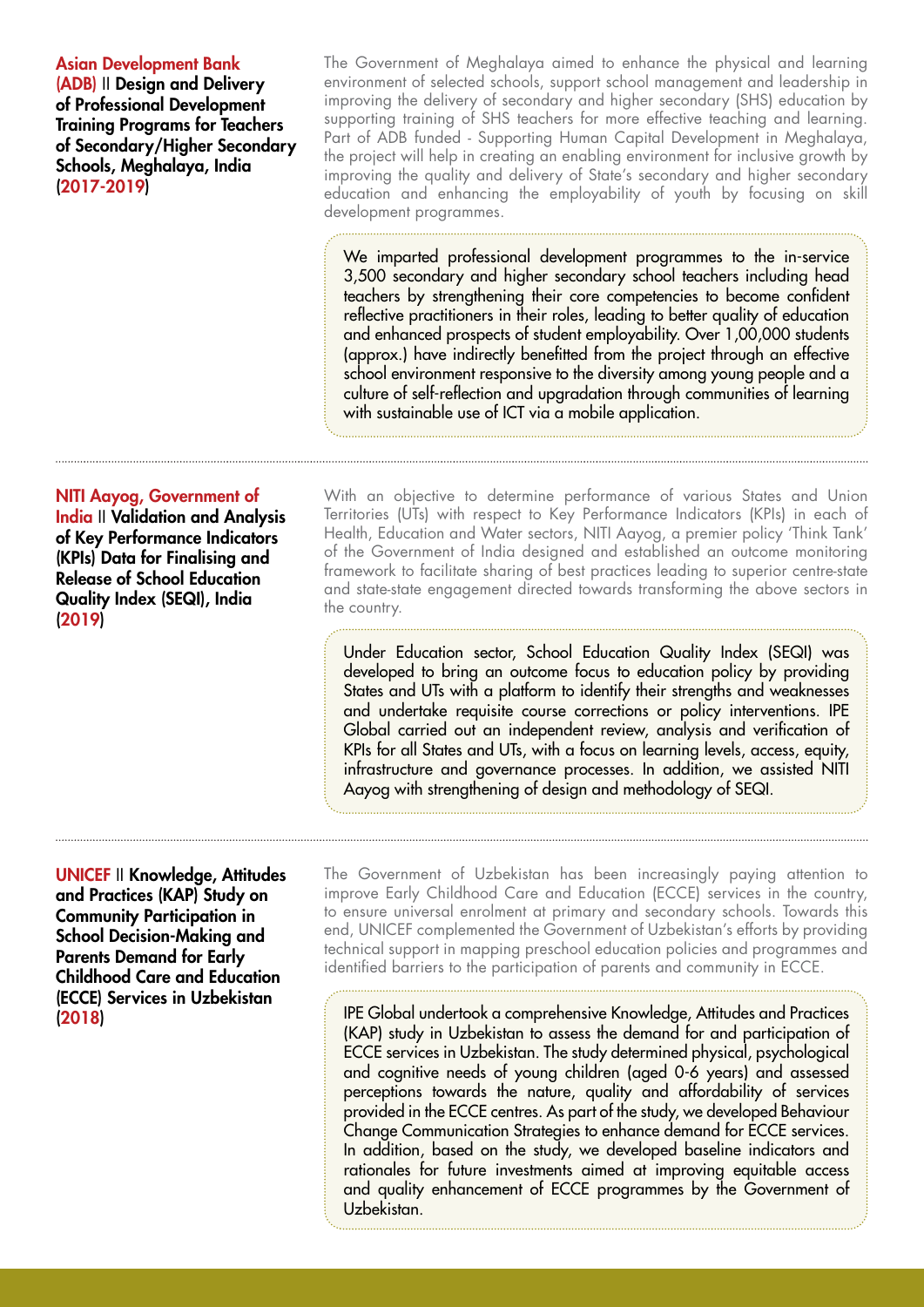### Asian Development Bank (ADB) II Design and Delivery of Professional Development Training Programs for Teachers of Secondary/Higher Secondary Schools, Meghalaya, India (2017-2019)

The Government of Meghalaya aimed to enhance the physical and learning environment of selected schools, support school management and leadership in improving the delivery of secondary and higher secondary (SHS) education by supporting training of SHS teachers for more effective teaching and learning. Part of ADB funded - Supporting Human Capital Development in Meghalaya, the project will help in creating an enabling environment for inclusive growth by improving the quality and delivery of State's secondary and higher secondary education and enhancing the employability of youth by focusing on skill development programmes.

We imparted professional development programmes to the in-service 3,500 secondary and higher secondary school teachers including head teachers by strengthening their core competencies to become confident reflective practitioners in their roles, leading to better quality of education and enhanced prospects of student employability. Over 1,00,000 students (approx.) have indirectly benefitted from the project through an effective school environment responsive to the diversity among young people and a culture of self-reflection and upgradation through communities of learning with sustainable use of ICT via a mobile application.

---

### NITI Aayog, Government of India II Validation and Analysis of Key Performance Indicators (KPIs) Data for Finalising and Release of School Education Quality Index (SEQI), India (2019)

With an objective to determine performance of various States and Union Territories (UTs) with respect to Key Performance Indicators (KPIs) in each of Health, Education and Water sectors, NITI Aayog, a premier policy 'Think Tank' of the Government of India designed and established an outcome monitoring framework to facilitate sharing of best practices leading to superior centre-state and state-state engagement directed towards transforming the above sectors in the country.

Under Education sector, School Education Quality Index (SEQI) was developed to bring an outcome focus to education policy by providing States and UTs with a platform to identify their strengths and weaknesses and undertake requisite course corrections or policy interventions. IPE Global carried out an independent review, analysis and verification of KPIs for all States and UTs, with a focus on learning levels, access, equity, infrastructure and governance processes. In addition, we assisted NITI Aayog with strengthening of design and methodology of SEQI.

---

### UNICEF II Knowledge, Attitudes and Practices (KAP) Study on Community Participation in School Decision-Making and Parents Demand for Early Childhood Care and Education (ECCE) Services in Uzbekistan (2018)

The Government of Uzbekistan has been increasingly paying attention to improve Early Childhood Care and Education (ECCE) services in the country, to ensure universal enrolment at primary and secondary schools. Towards this end, UNICEF complemented the Government of Uzbekistan's efforts by providing technical support in mapping preschool education policies and programmes and identified barriers to the participation of parents and community in ECCE.

IPE Global undertook a comprehensive Knowledge, Attitudes and Practices (KAP) study in Uzbekistan to assess the demand for and participation of ECCE services in Uzbekistan. The study determined physical, psychological and cognitive needs of young children (aged 0-6 years) and assessed perceptions towards the nature, quality and affordability of services provided in the ECCE centres. As part of the study, we developed Behaviour Change Communication Strategies to enhance demand for ECCE services. In addition, based on the study, we developed baseline indicators and rationales for future investments aimed at improving equitable access and quality enhancement of ECCE programmes by the Government of Uzbekistan.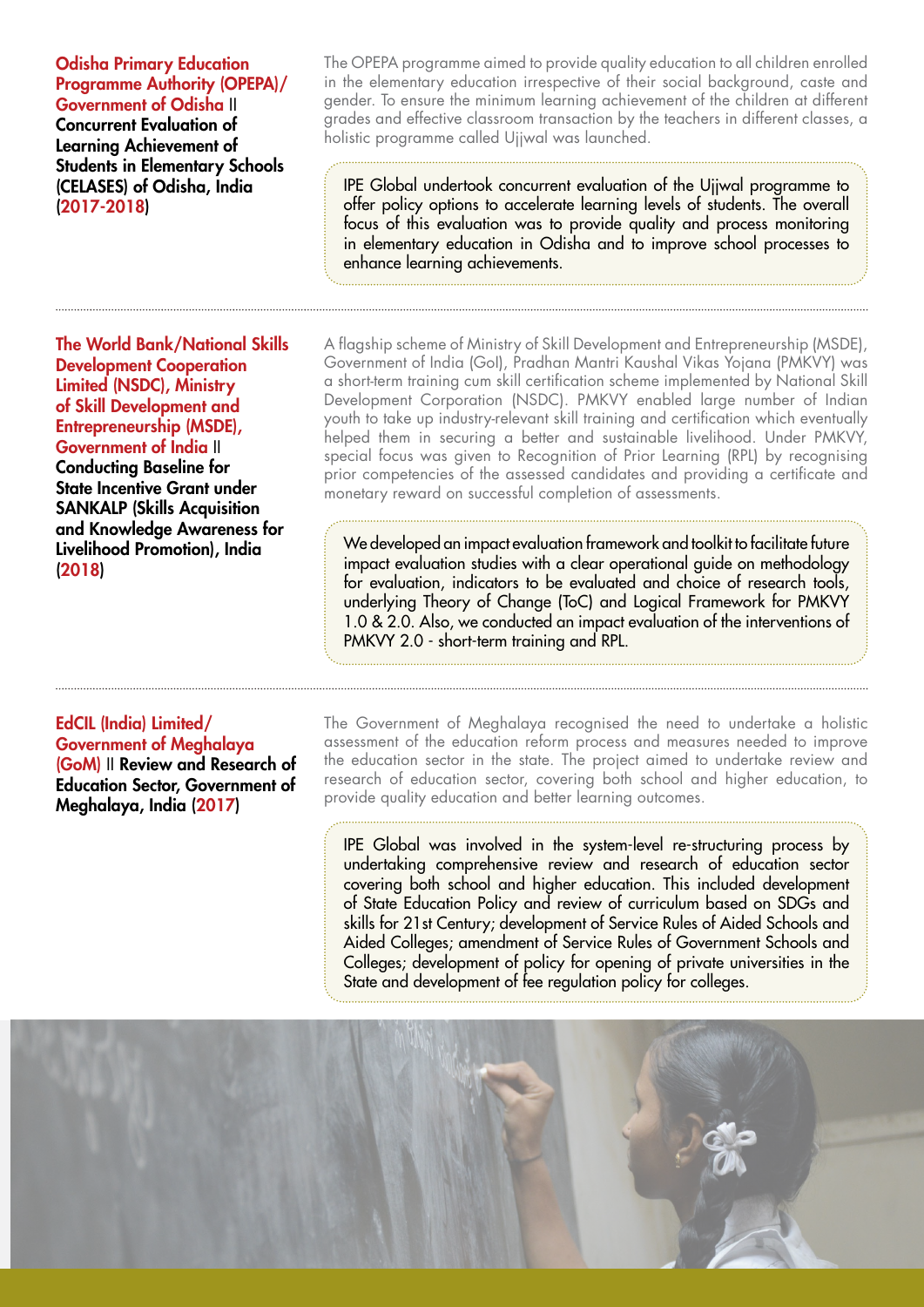**Odisha Primary Education Programme Authority (OPEPA)/ Government of Odisha || Concurrent Evaluation of Learning Achievement of Students in Elementary Schools (CELASES) of Odisha, India (2017-2018)**

The OPEPA programme aimed to provide quality education to all children enrolled in the elementary education irrespective of their social background, caste and gender. To ensure the minimum learning achievement of the children at different grades and effective classroom transaction by the teachers in different classes, a holistic programme called Ujjwal was launched.

IPE Global undertook concurrent evaluation of the Ujjwal programme to offer policy options to accelerate learning levels of students. The overall focus of this evaluation was to provide quality and process monitoring in elementary education in Odisha and to improve school processes to enhance learning achievements.

---

**The World Bank/National Skills Development Cooperation Limited (NSDC), Ministry of Skill Development and Entrepreneurship (MSDE), Government of India || Conducting Baseline for State Incentive Grant under SANKALP (Skills Acquisition and Knowledge Awareness for Livelihood Promotion), India (2018)**

A flagship scheme of Ministry of Skill Development and Entrepreneurship (MSDE), Government of India (GoI), Pradhan Mantri Kaushal Vikas Yojana (PMKVY) was a short-term training cum skill certification scheme implemented by National Skill Development Corporation (NSDC). PMKVY enabled large number of Indian youth to take up industry-relevant skill training and certification which eventually helped them in securing a better and sustainable livelihood. Under PMKVY, special focus was given to Recognition of Prior Learning (RPL) by recognising prior competencies of the assessed candidates and providing a certificate and monetary reward on successful completion of assessments.

We developed an impact evaluation framework and toolkit to facilitate future impact evaluation studies with a clear operational guide on methodology for evaluation, indicators to be evaluated and choice of research tools, underlying Theory of Change (ToC) and Logical Framework for PMKVY 1.0 & 2.0. Also, we conducted an impact evaluation of the interventions of PMKVY 2.0 - short-term training and RPL.

---

**EdCIL (India) Limited/ Government of Meghalaya (GoM) || Review and Research of Education Sector, Government of Meghalaya, India (2017)**

The Government of Meghalaya recognised the need to undertake a holistic assessment of the education reform process and measures needed to improve the education sector in the state. The project aimed to undertake review and research of education sector, covering both school and higher education, to provide quality education and better learning outcomes.

IPE Global was involved in the system-level re-structuring process by undertaking comprehensive review and research of education sector covering both school and higher education. This included development of State Education Policy and review of curriculum based on SDGs and skills for 21st Century; development of Service Rules of Aided Schools and Aided Colleges; amendment of Service Rules of Government Schools and Colleges; development of policy for opening of private universities in the State and development of fee regulation policy for colleges.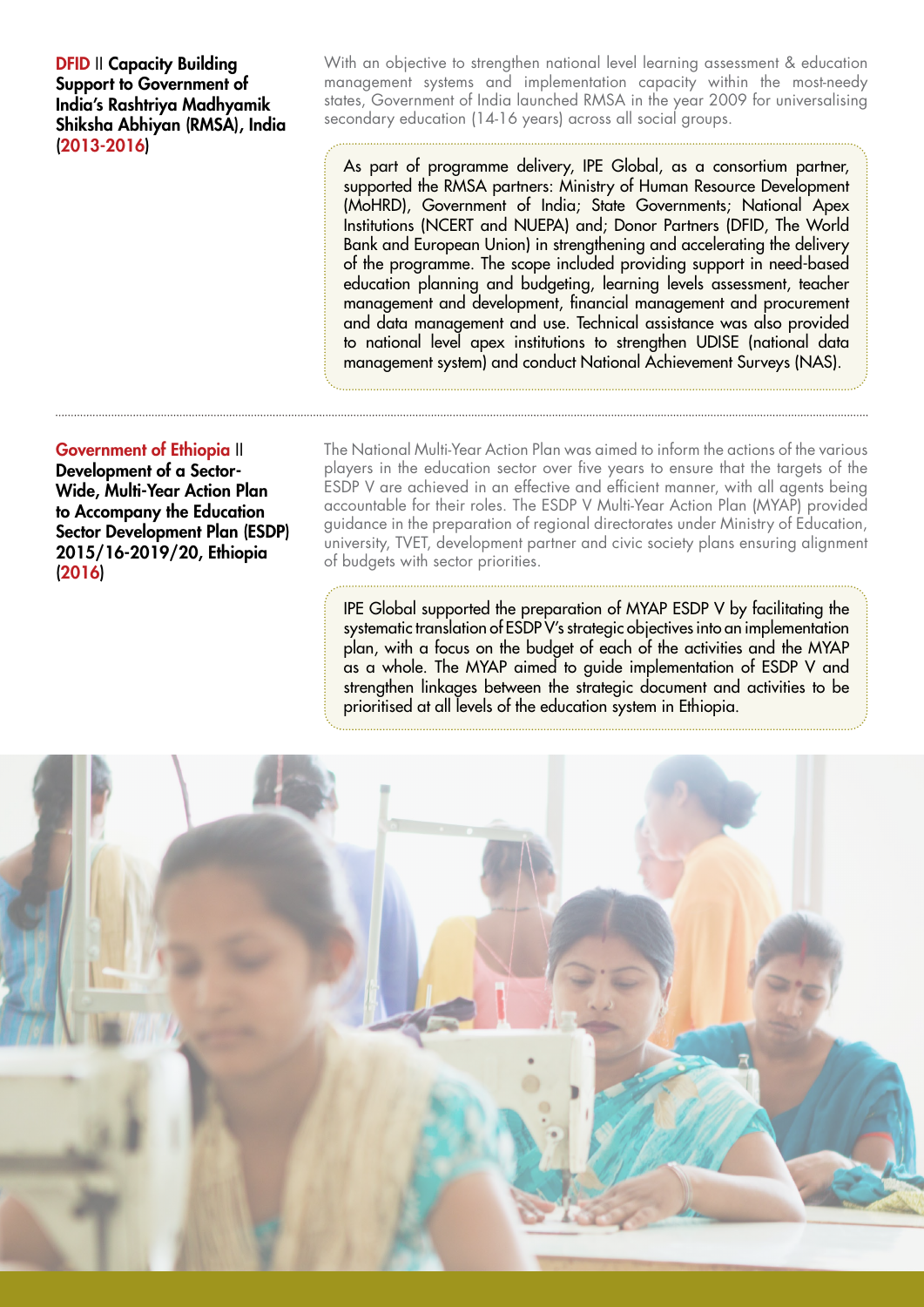**DFID || Capacity Building Support to Government of India's Rashtriya Madhyamik Shiksha Abhiyan (RMSA), India (2013-2016)**

With an objective to strengthen national level learning assessment & education management systems and implementation capacity within the most-needy states, Government of India launched RMSA in the year 2009 for universalising secondary education (14-16 years) across all social groups.

As part of programme delivery, IPE Global, as a consortium partner, supported the RMSA partners: Ministry of Human Resource Development (MoHRD), Government of India; State Governments; National Apex Institutions (NCERT and NUEPA) and; Donor Partners (DFID, The World Bank and European Union) in strengthening and accelerating the delivery of the programme. The scope included providing support in need-based education planning and budgeting, learning levels assessment, teacher management and development, financial management and procurement and data management and use. Technical assistance was also provided to national level apex institutions to strengthen UDISE (national data management system) and conduct National Achievement Surveys (NAS).

**Government of Ethiopia || Development of a Sector-Wide, Multi-Year Action Plan to Accompany the Education Sector Development Plan (ESDP) 2015/16-2019/20, Ethiopia (2016)**

The National Multi-Year Action Plan was aimed to inform the actions of the various players in the education sector over five years to ensure that the targets of the ESDP V are achieved in an effective and efficient manner, with all agents being accountable for their roles. The ESDP V Multi-Year Action Plan (MYAP) provided guidance in the preparation of regional directorates under Ministry of Education, university, TVET, development partner and civic society plans ensuring alignment of budgets with sector priorities.

IPE Global supported the preparation of MYAP ESDP V by facilitating the systematic translation of ESDP V's strategic objectives into an implementation plan, with a focus on the budget of each of the activities and the MYAP as a whole. The MYAP aimed to guide implementation of ESDP V and strengthen linkages between the strategic document and activities to be prioritised at all levels of the education system in Ethiopia.